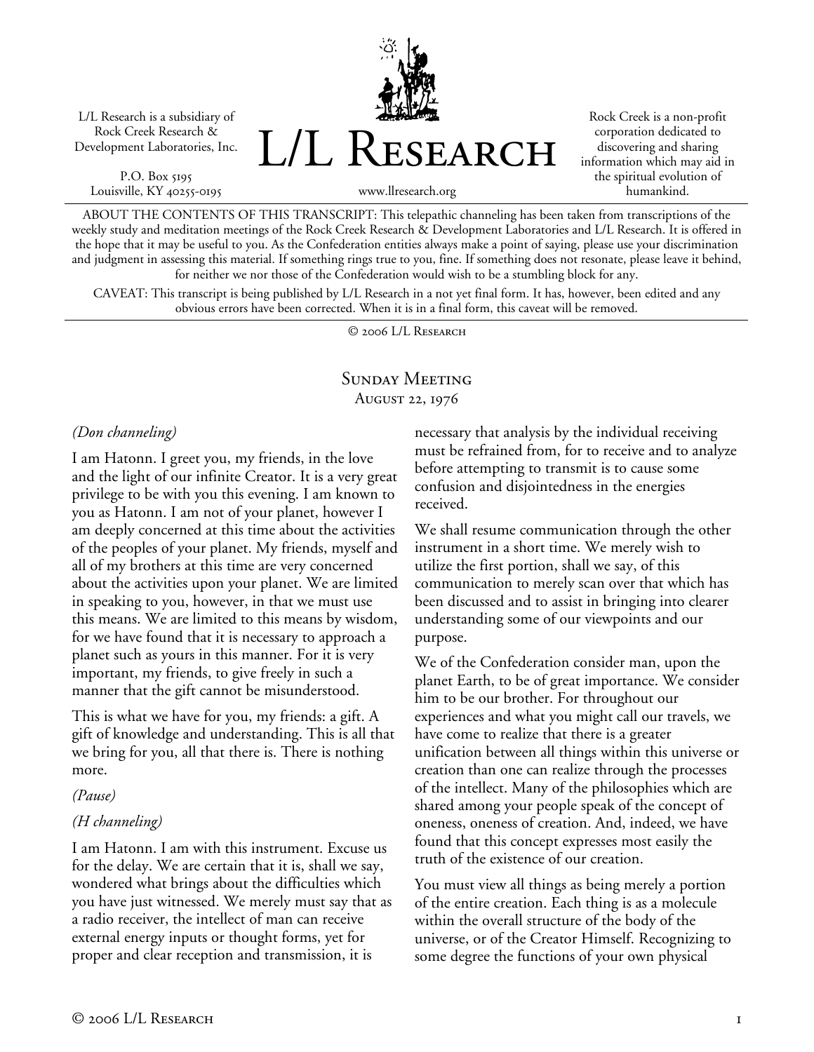L/L Research is a subsidiary of Rock Creek Research & Development Laboratories, Inc.

P.O. Box 5195
Louisville, KY 40255-0195

# L/L Research

www.llresearch.org

Rock Creek is a non-profit corporation dedicated to discovering and sharing information which may aid in the spiritual evolution of humankind.

ABOUT THE CONTENTS OF THIS TRANSCRIPT: This telepathic channeling has been taken from transcriptions of the weekly study and meditation meetings of the Rock Creek Research & Development Laboratories and L/L Research. It is offered in the hope that it may be useful to you. As the Confederation entities always make a point of saying, please use your discrimination and judgment in assessing this material. If something rings true to you, fine. If something does not resonate, please leave it behind, for neither we nor those of the Confederation would wish to be a stumbling block for any.

CAVEAT: This transcript is being published by L/L Research in a not yet final form. It has, however, been edited and any obvious errors have been corrected. When it is in a final form, this caveat will be removed.

© 2006 L/L Research

## Sunday Meeting
### August 22, 1976

*(Don channeling)*

I am Hatonn. I greet you, my friends, in the love and the light of our infinite Creator. It is a very great privilege to be with you this evening. I am known to you as Hatonn. I am not of your planet, however I am deeply concerned at this time about the activities of the peoples of your planet. My friends, myself and all of my brothers at this time are very concerned about the activities upon your planet. We are limited in speaking to you, however, in that we must use this means. We are limited to this means by wisdom, for we have found that it is necessary to approach a planet such as yours in this manner. For it is very important, my friends, to give freely in such a manner that the gift cannot be misunderstood.

This is what we have for you, my friends: a gift. A gift of knowledge and understanding. This is all that we bring for you, all that there is. There is nothing more.

*(Pause)*

*(H channeling)*

I am Hatonn. I am with this instrument. Excuse us for the delay. We are certain that it is, shall we say, wondered what brings about the difficulties which you have just witnessed. We merely must say that as a radio receiver, the intellect of man can receive external energy inputs or thought forms, yet for proper and clear reception and transmission, it is necessary that analysis by the individual receiving must be refrained from, for to receive and to analyze before attempting to transmit is to cause some confusion and disjointedness in the energies received.

We shall resume communication through the other instrument in a short time. We merely wish to utilize the first portion, shall we say, of this communication to merely scan over that which has been discussed and to assist in bringing into clearer understanding some of our viewpoints and our purpose.

We of the Confederation consider man, upon the planet Earth, to be of great importance. We consider him to be our brother. For throughout our experiences and what you might call our travels, we have come to realize that there is a greater unification between all things within this universe or creation than one can realize through the processes of the intellect. Many of the philosophies which are shared among your people speak of the concept of oneness, oneness of creation. And, indeed, we have found that this concept expresses most easily the truth of the existence of our creation.

You must view all things as being merely a portion of the entire creation. Each thing is as a molecule within the overall structure of the body of the universe, or of the Creator Himself. Recognizing to some degree the functions of your own physical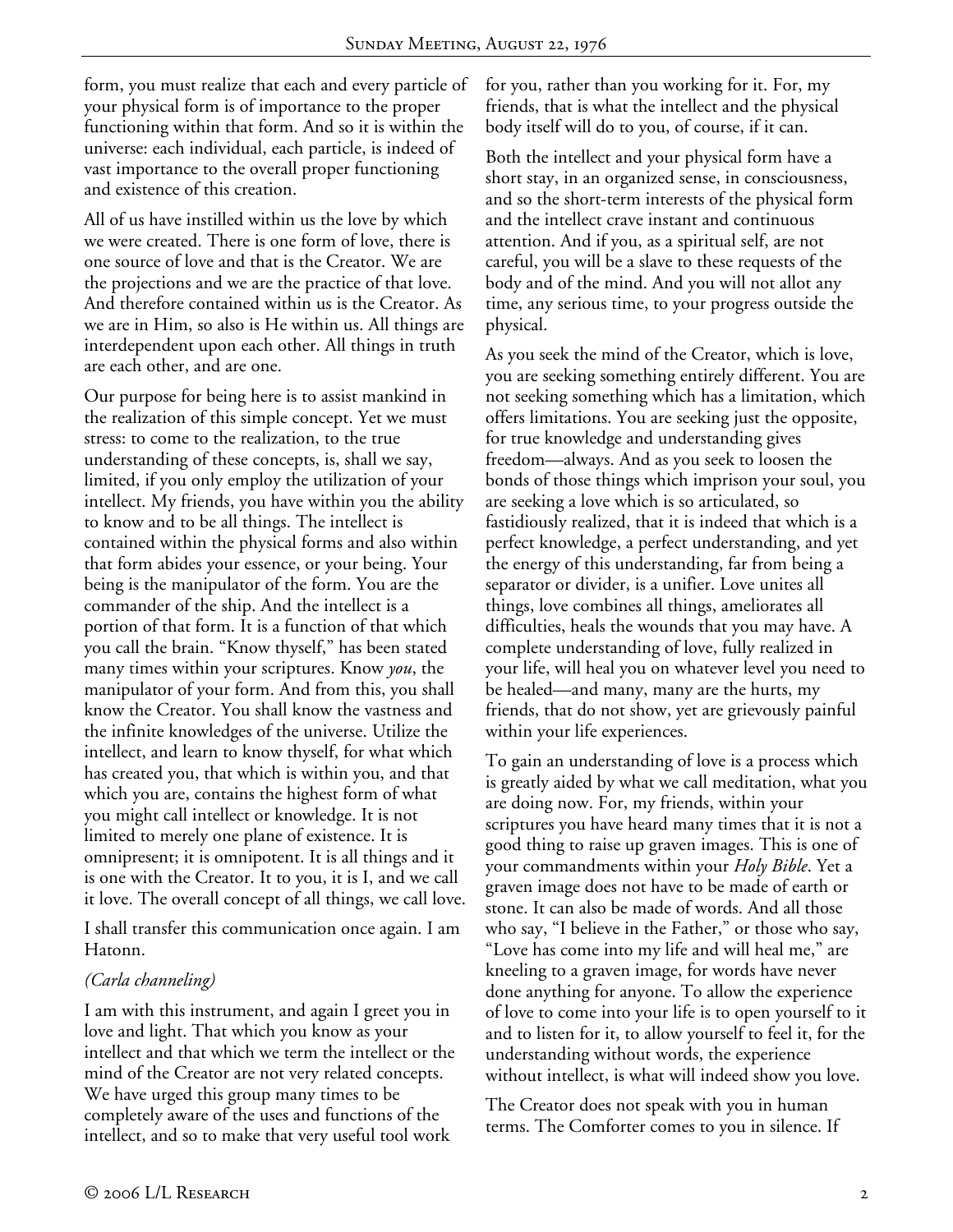form, you must realize that each and every particle of your physical form is of importance to the proper functioning within that form. And so it is within the universe: each individual, each particle, is indeed of vast importance to the overall proper functioning and existence of this creation.

All of us have instilled within us the love by which we were created. There is one form of love, there is one source of love and that is the Creator. We are the projections and we are the practice of that love. And therefore contained within us is the Creator. As we are in Him, so also is He within us. All things are interdependent upon each other. All things in truth are each other, and are one.

Our purpose for being here is to assist mankind in the realization of this simple concept. Yet we must stress: to come to the realization, to the true understanding of these concepts, is, shall we say, limited, if you only employ the utilization of your intellect. My friends, you have within you the ability to know and to be all things. The intellect is contained within the physical forms and also within that form abides your essence, or your being. Your being is the manipulator of the form. You are the commander of the ship. And the intellect is a portion of that form. It is a function of that which you call the brain. "Know thyself," has been stated many times within your scriptures. Know *you*, the manipulator of your form. And from this, you shall know the Creator. You shall know the vastness and the infinite knowledges of the universe. Utilize the intellect, and learn to know thyself, for what which has created you, that which is within you, and that which you are, contains the highest form of what you might call intellect or knowledge. It is not limited to merely one plane of existence. It is omnipresent; it is omnipotent. It is all things and it is one with the Creator. It to you, it is I, and we call it love. The overall concept of all things, we call love.

I shall transfer this communication once again. I am Hatonn.

*(Carla channeling)*

I am with this instrument, and again I greet you in love and light. That which you know as your intellect and that which we term the intellect or the mind of the Creator are not very related concepts. We have urged this group many times to be completely aware of the uses and functions of the intellect, and so to make that very useful tool work for you, rather than you working for it. For, my friends, that is what the intellect and the physical body itself will do to you, of course, if it can.

Both the intellect and your physical form have a short stay, in an organized sense, in consciousness, and so the short-term interests of the physical form and the intellect crave instant and continuous attention. And if you, as a spiritual self, are not careful, you will be a slave to these requests of the body and of the mind. And you will not allot any time, any serious time, to your progress outside the physical.

As you seek the mind of the Creator, which is love, you are seeking something entirely different. You are not seeking something which has a limitation, which offers limitations. You are seeking just the opposite, for true knowledge and understanding gives freedom—always. And as you seek to loosen the bonds of those things which imprison your soul, you are seeking a love which is so articulated, so fastidiously realized, that it is indeed that which is a perfect knowledge, a perfect understanding, and yet the energy of this understanding, far from being a separator or divider, is a unifier. Love unites all things, love combines all things, ameliorates all difficulties, heals the wounds that you may have. A complete understanding of love, fully realized in your life, will heal you on whatever level you need to be healed—and many, many are the hurts, my friends, that do not show, yet are grievously painful within your life experiences.

To gain an understanding of love is a process which is greatly aided by what we call meditation, what you are doing now. For, my friends, within your scriptures you have heard many times that it is not a good thing to raise up graven images. This is one of your commandments within your *Holy Bible*. Yet a graven image does not have to be made of earth or stone. It can also be made of words. And all those who say, "I believe in the Father," or those who say, "Love has come into my life and will heal me," are kneeling to a graven image, for words have never done anything for anyone. To allow the experience of love to come into your life is to open yourself to it and to listen for it, to allow yourself to feel it, for the understanding without words, the experience without intellect, is what will indeed show you love.

The Creator does not speak with you in human terms. The Comforter comes to you in silence. If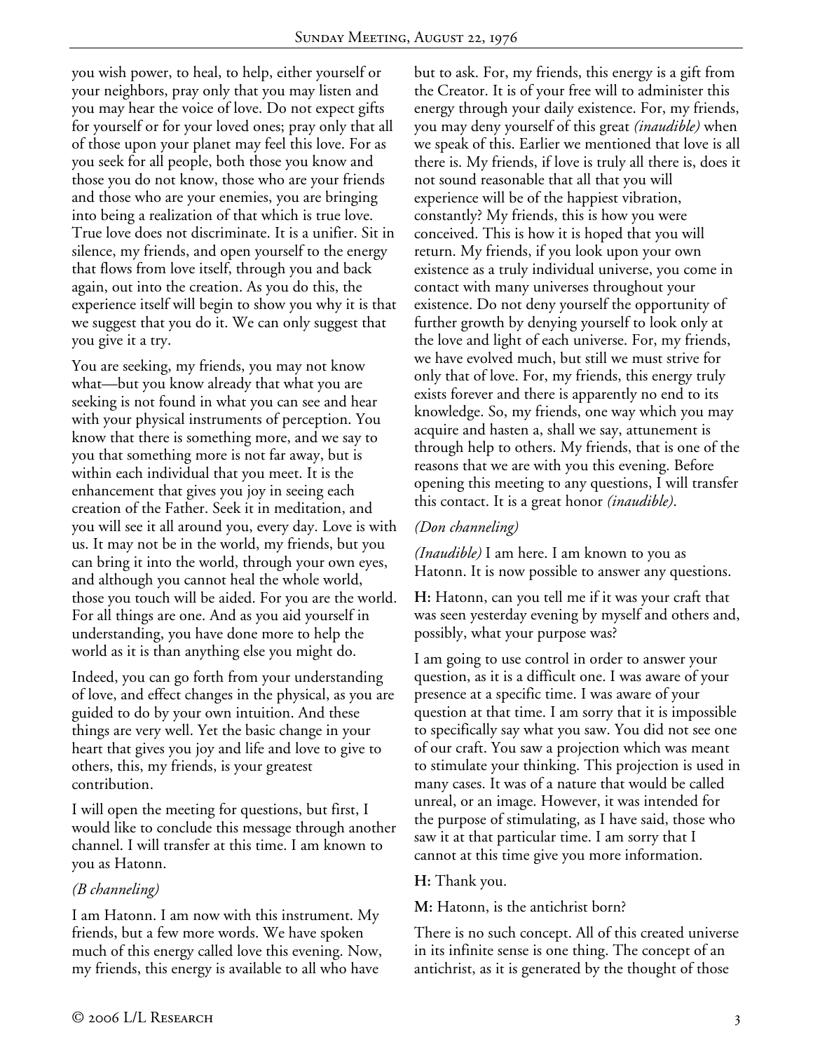you wish power, to heal, to help, either yourself or your neighbors, pray only that you may listen and you may hear the voice of love. Do not expect gifts for yourself or for your loved ones; pray only that all of those upon your planet may feel this love. For as you seek for all people, both those you know and those you do not know, those who are your friends and those who are your enemies, you are bringing into being a realization of that which is true love. True love does not discriminate. It is a unifier. Sit in silence, my friends, and open yourself to the energy that flows from love itself, through you and back again, out into the creation. As you do this, the experience itself will begin to show you why it is that we suggest that you do it. We can only suggest that you give it a try.

You are seeking, my friends, you may not know what—but you know already that what you are seeking is not found in what you can see and hear with your physical instruments of perception. You know that there is something more, and we say to you that something more is not far away, but is within each individual that you meet. It is the enhancement that gives you joy in seeing each creation of the Father. Seek it in meditation, and you will see it all around you, every day. Love is with us. It may not be in the world, my friends, but you can bring it into the world, through your own eyes, and although you cannot heal the whole world, those you touch will be aided. For you are the world. For all things are one. And as you aid yourself in understanding, you have done more to help the world as it is than anything else you might do.

Indeed, you can go forth from your understanding of love, and effect changes in the physical, as you are guided to do by your own intuition. And these things are very well. Yet the basic change in your heart that gives you joy and life and love to give to others, this, my friends, is your greatest contribution.

I will open the meeting for questions, but first, I would like to conclude this message through another channel. I will transfer at this time. I am known to you as Hatonn.

*(B channeling)*

I am Hatonn. I am now with this instrument. My friends, but a few more words. We have spoken much of this energy called love this evening. Now, my friends, this energy is available to all who have but to ask. For, my friends, this energy is a gift from the Creator. It is of your free will to administer this energy through your daily existence. For, my friends, you may deny yourself of this great *(inaudible)* when we speak of this. Earlier we mentioned that love is all there is. My friends, if love is truly all there is, does it not sound reasonable that all that you will experience will be of the happiest vibration, constantly? My friends, this is how you were conceived. This is how it is hoped that you will return. My friends, if you look upon your own existence as a truly individual universe, you come in contact with many universes throughout your existence. Do not deny yourself the opportunity of further growth by denying yourself to look only at the love and light of each universe. For, my friends, we have evolved much, but still we must strive for only that of love. For, my friends, this energy truly exists forever and there is apparently no end to its knowledge. So, my friends, one way which you may acquire and hasten a, shall we say, attunement is through help to others. My friends, that is one of the reasons that we are with you this evening. Before opening this meeting to any questions, I will transfer this contact. It is a great honor *(inaudible)*.

*(Don channeling)*

*(Inaudible)* I am here. I am known to you as Hatonn. It is now possible to answer any questions.

**H:** Hatonn, can you tell me if it was your craft that was seen yesterday evening by myself and others and, possibly, what your purpose was?

I am going to use control in order to answer your question, as it is a difficult one. I was aware of your presence at a specific time. I was aware of your question at that time. I am sorry that it is impossible to specifically say what you saw. You did not see one of our craft. You saw a projection which was meant to stimulate your thinking. This projection is used in many cases. It was of a nature that would be called unreal, or an image. However, it was intended for the purpose of stimulating, as I have said, those who saw it at that particular time. I am sorry that I cannot at this time give you more information.

**H:** Thank you.

**M:** Hatonn, is the antichrist born?

There is no such concept. All of this created universe in its infinite sense is one thing. The concept of an antichrist, as it is generated by the thought of those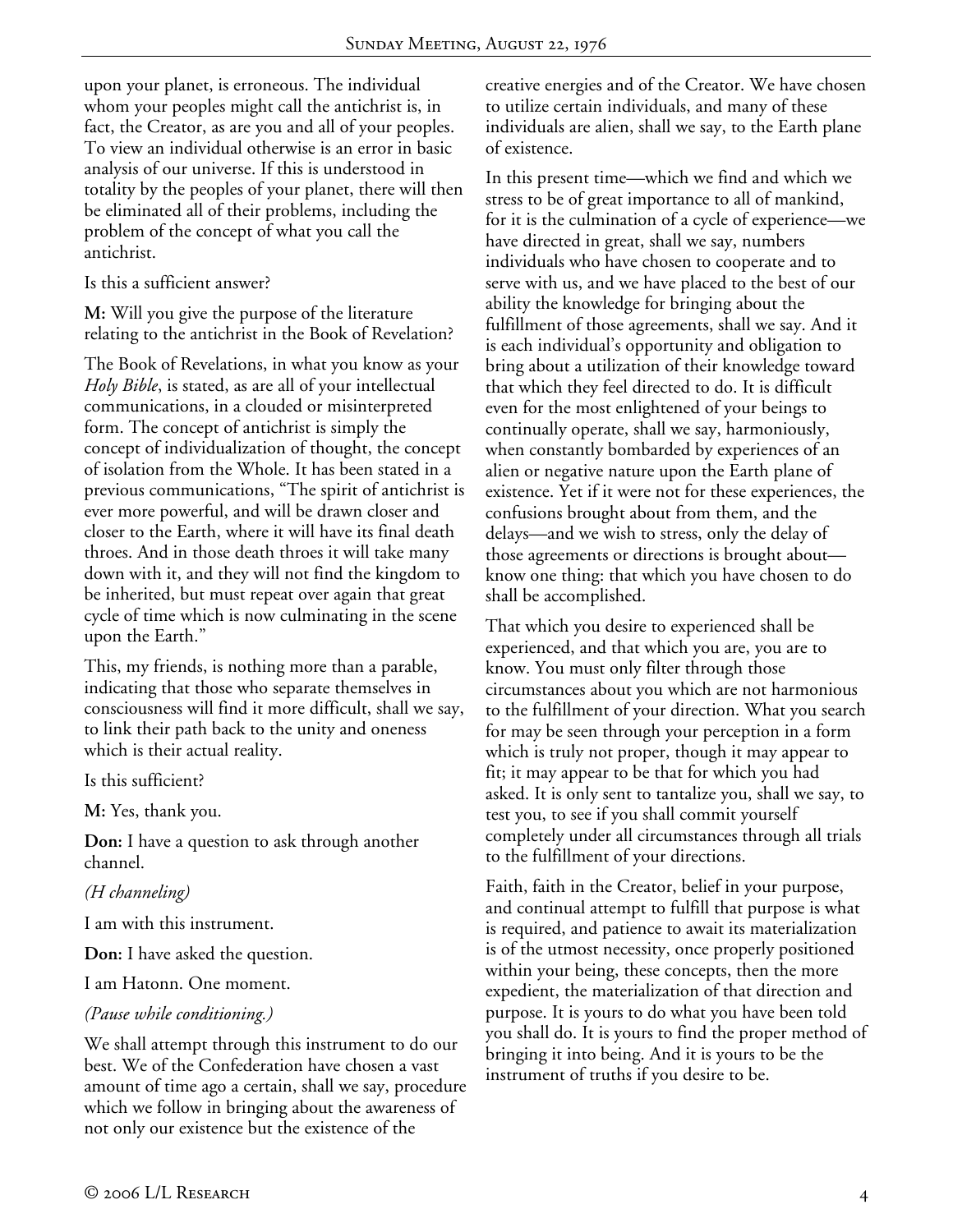upon your planet, is erroneous. The individual whom your peoples might call the antichrist is, in fact, the Creator, as are you and all of your peoples. To view an individual otherwise is an error in basic analysis of our universe. If this is understood in totality by the peoples of your planet, there will then be eliminated all of their problems, including the problem of the concept of what you call the antichrist.

Is this a sufficient answer?

**M:** Will you give the purpose of the literature relating to the antichrist in the Book of Revelation?

The Book of Revelations, in what you know as your *Holy Bible*, is stated, as are all of your intellectual communications, in a clouded or misinterpreted form. The concept of antichrist is simply the concept of individualization of thought, the concept of isolation from the Whole. It has been stated in a previous communications, "The spirit of antichrist is ever more powerful, and will be drawn closer and closer to the Earth, where it will have its final death throes. And in those death throes it will take many down with it, and they will not find the kingdom to be inherited, but must repeat over again that great cycle of time which is now culminating in the scene upon the Earth."

This, my friends, is nothing more than a parable, indicating that those who separate themselves in consciousness will find it more difficult, shall we say, to link their path back to the unity and oneness which is their actual reality.

Is this sufficient?

**M:** Yes, thank you.

**Don:** I have a question to ask through another channel.

*(H channeling)*

I am with this instrument.

**Don:** I have asked the question.

I am Hatonn. One moment.

*(Pause while conditioning.)*

We shall attempt through this instrument to do our best. We of the Confederation have chosen a vast amount of time ago a certain, shall we say, procedure which we follow in bringing about the awareness of not only our existence but the existence of the creative energies and of the Creator. We have chosen to utilize certain individuals, and many of these individuals are alien, shall we say, to the Earth plane of existence.

In this present time—which we find and which we stress to be of great importance to all of mankind, for it is the culmination of a cycle of experience—we have directed in great, shall we say, numbers individuals who have chosen to cooperate and to serve with us, and we have placed to the best of our ability the knowledge for bringing about the fulfillment of those agreements, shall we say. And it is each individual's opportunity and obligation to bring about a utilization of their knowledge toward that which they feel directed to do. It is difficult even for the most enlightened of your beings to continually operate, shall we say, harmoniously, when constantly bombarded by experiences of an alien or negative nature upon the Earth plane of existence. Yet if it were not for these experiences, the confusions brought about from them, and the delays—and we wish to stress, only the delay of those agreements or directions is brought about—know one thing: that which you have chosen to do shall be accomplished.

That which you desire to experienced shall be experienced, and that which you are, you are to know. You must only filter through those circumstances about you which are not harmonious to the fulfillment of your direction. What you search for may be seen through your perception in a form which is truly not proper, though it may appear to fit; it may appear to be that for which you had asked. It is only sent to tantalize you, shall we say, to test you, to see if you shall commit yourself completely under all circumstances through all trials to the fulfillment of your directions.

Faith, faith in the Creator, belief in your purpose, and continual attempt to fulfill that purpose is what is required, and patience to await its materialization is of the utmost necessity, once properly positioned within your being, these concepts, then the more expedient, the materialization of that direction and purpose. It is yours to do what you have been told you shall do. It is yours to find the proper method of bringing it into being. And it is yours to be the instrument of truths if you desire to be.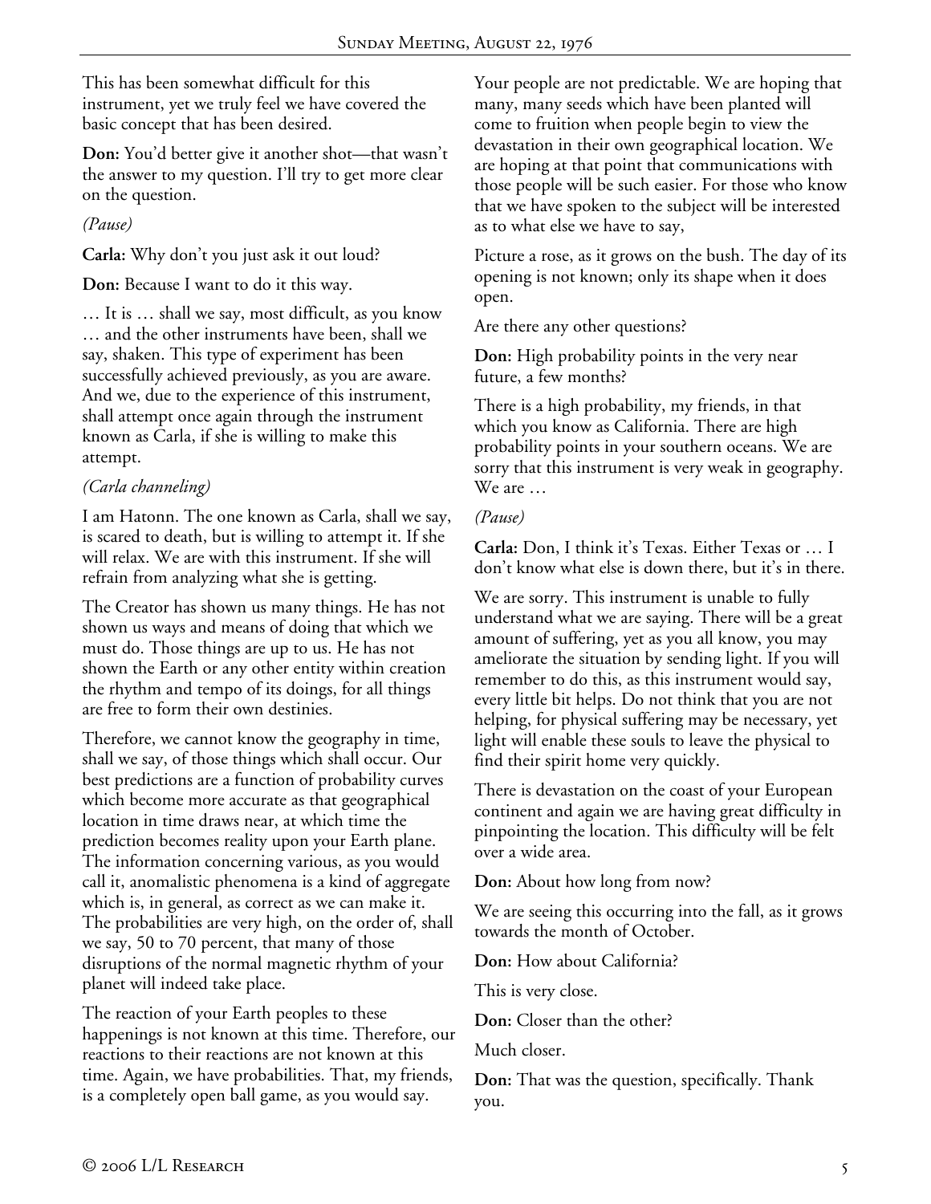This has been somewhat difficult for this instrument, yet we truly feel we have covered the basic concept that has been desired.

**Don:** You'd better give it another shot—that wasn't the answer to my question. I'll try to get more clear on the question.

*(Pause)*

**Carla:** Why don't you just ask it out loud?

**Don:** Because I want to do it this way.

… It is … shall we say, most difficult, as you know … and the other instruments have been, shall we say, shaken. This type of experiment has been successfully achieved previously, as you are aware. And we, due to the experience of this instrument, shall attempt once again through the instrument known as Carla, if she is willing to make this attempt.

*(Carla channeling)*

I am Hatonn. The one known as Carla, shall we say, is scared to death, but is willing to attempt it. If she will relax. We are with this instrument. If she will refrain from analyzing what she is getting.

The Creator has shown us many things. He has not shown us ways and means of doing that which we must do. Those things are up to us. He has not shown the Earth or any other entity within creation the rhythm and tempo of its doings, for all things are free to form their own destinies.

Therefore, we cannot know the geography in time, shall we say, of those things which shall occur. Our best predictions are a function of probability curves which become more accurate as that geographical location in time draws near, at which time the prediction becomes reality upon your Earth plane. The information concerning various, as you would call it, anomalistic phenomena is a kind of aggregate which is, in general, as correct as we can make it. The probabilities are very high, on the order of, shall we say, 50 to 70 percent, that many of those disruptions of the normal magnetic rhythm of your planet will indeed take place.

The reaction of your Earth peoples to these happenings is not known at this time. Therefore, our reactions to their reactions are not known at this time. Again, we have probabilities. That, my friends, is a completely open ball game, as you would say.

Your people are not predictable. We are hoping that many, many seeds which have been planted will come to fruition when people begin to view the devastation in their own geographical location. We are hoping at that point that communications with those people will be such easier. For those who know that we have spoken to the subject will be interested as to what else we have to say,

Picture a rose, as it grows on the bush. The day of its opening is not known; only its shape when it does open.

Are there any other questions?

**Don:** High probability points in the very near future, a few months?

There is a high probability, my friends, in that which you know as California. There are high probability points in your southern oceans. We are sorry that this instrument is very weak in geography. We are …

*(Pause)*

**Carla:** Don, I think it's Texas. Either Texas or … I don't know what else is down there, but it's in there.

We are sorry. This instrument is unable to fully understand what we are saying. There will be a great amount of suffering, yet as you all know, you may ameliorate the situation by sending light. If you will remember to do this, as this instrument would say, every little bit helps. Do not think that you are not helping, for physical suffering may be necessary, yet light will enable these souls to leave the physical to find their spirit home very quickly.

There is devastation on the coast of your European continent and again we are having great difficulty in pinpointing the location. This difficulty will be felt over a wide area.

**Don:** About how long from now?

We are seeing this occurring into the fall, as it grows towards the month of October.

**Don:** How about California?

This is very close.

**Don:** Closer than the other?

Much closer.

**Don:** That was the question, specifically. Thank you.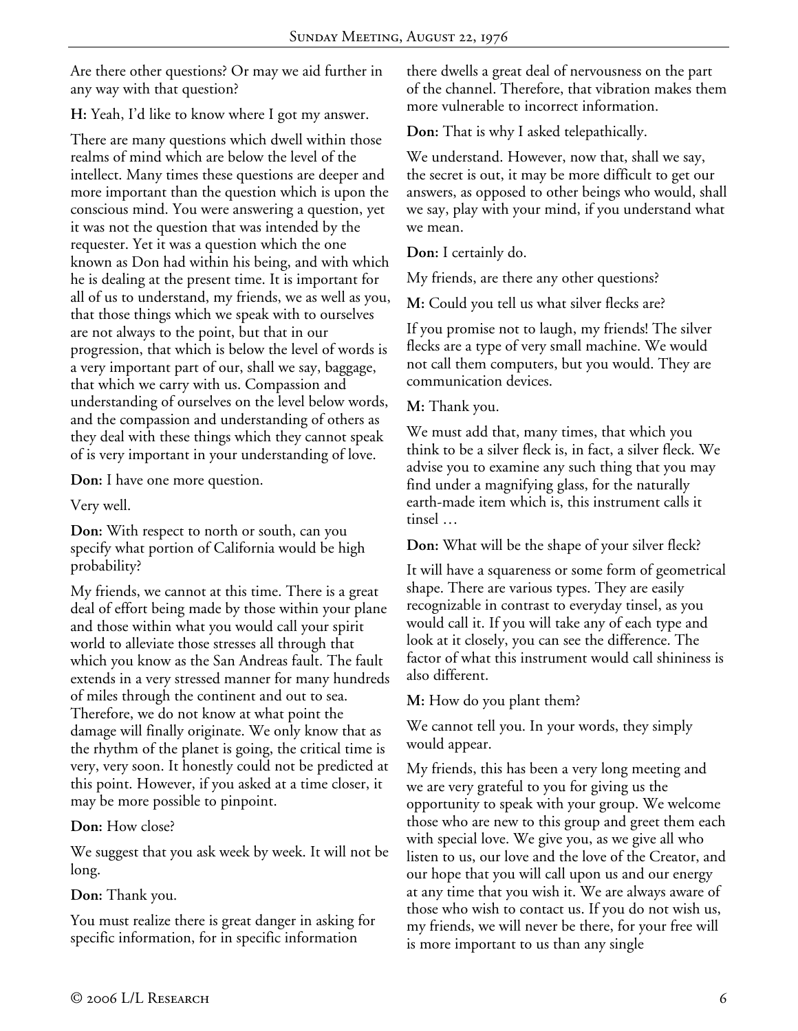Are there other questions? Or may we aid further in any way with that question?

**H:** Yeah, I'd like to know where I got my answer.

There are many questions which dwell within those realms of mind which are below the level of the intellect. Many times these questions are deeper and more important than the question which is upon the conscious mind. You were answering a question, yet it was not the question that was intended by the requester. Yet it was a question which the one known as Don had within his being, and with which he is dealing at the present time. It is important for all of us to understand, my friends, we as well as you, that those things which we speak with to ourselves are not always to the point, but that in our progression, that which is below the level of words is a very important part of our, shall we say, baggage, that which we carry with us. Compassion and understanding of ourselves on the level below words, and the compassion and understanding of others as they deal with these things which they cannot speak of is very important in your understanding of love.

**Don:** I have one more question.

Very well.

**Don:** With respect to north or south, can you specify what portion of California would be high probability?

My friends, we cannot at this time. There is a great deal of effort being made by those within your plane and those within what you would call your spirit world to alleviate those stresses all through that which you know as the San Andreas fault. The fault extends in a very stressed manner for many hundreds of miles through the continent and out to sea. Therefore, we do not know at what point the damage will finally originate. We only know that as the rhythm of the planet is going, the critical time is very, very soon. It honestly could not be predicted at this point. However, if you asked at a time closer, it may be more possible to pinpoint.

**Don:** How close?

We suggest that you ask week by week. It will not be long.

**Don:** Thank you.

You must realize there is great danger in asking for specific information, for in specific information there dwells a great deal of nervousness on the part of the channel. Therefore, that vibration makes them more vulnerable to incorrect information.

**Don:** That is why I asked telepathically.

We understand. However, now that, shall we say, the secret is out, it may be more difficult to get our answers, as opposed to other beings who would, shall we say, play with your mind, if you understand what we mean.

**Don:** I certainly do.

My friends, are there any other questions?

**M:** Could you tell us what silver flecks are?

If you promise not to laugh, my friends! The silver flecks are a type of very small machine. We would not call them computers, but you would. They are communication devices.

**M:** Thank you.

We must add that, many times, that which you think to be a silver fleck is, in fact, a silver fleck. We advise you to examine any such thing that you may find under a magnifying glass, for the naturally earth-made item which is, this instrument calls it tinsel …

**Don:** What will be the shape of your silver fleck?

It will have a squareness or some form of geometrical shape. There are various types. They are easily recognizable in contrast to everyday tinsel, as you would call it. If you will take any of each type and look at it closely, you can see the difference. The factor of what this instrument would call shininess is also different.

**M:** How do you plant them?

We cannot tell you. In your words, they simply would appear.

My friends, this has been a very long meeting and we are very grateful to you for giving us the opportunity to speak with your group. We welcome those who are new to this group and greet them each with special love. We give you, as we give all who listen to us, our love and the love of the Creator, and our hope that you will call upon us and our energy at any time that you wish it. We are always aware of those who wish to contact us. If you do not wish us, my friends, we will never be there, for your free will is more important to us than any single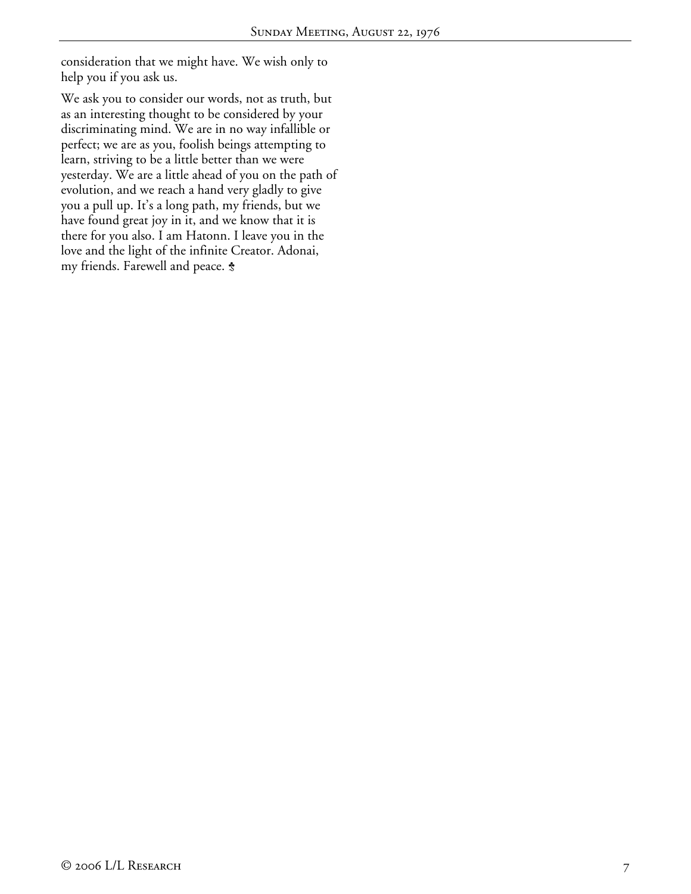consideration that we might have. We wish only to help you if you ask us.

We ask you to consider our words, not as truth, but as an interesting thought to be considered by your discriminating mind. We are in no way infallible or perfect; we are as you, foolish beings attempting to learn, striving to be a little better than we were yesterday. We are a little ahead of you on the path of evolution, and we reach a hand very gladly to give you a pull up. It's a long path, my friends, but we have found great joy in it, and we know that it is there for you also. I am Hatonn. I leave you in the love and the light of the infinite Creator. Adonai, my friends. Farewell and peace. ☩